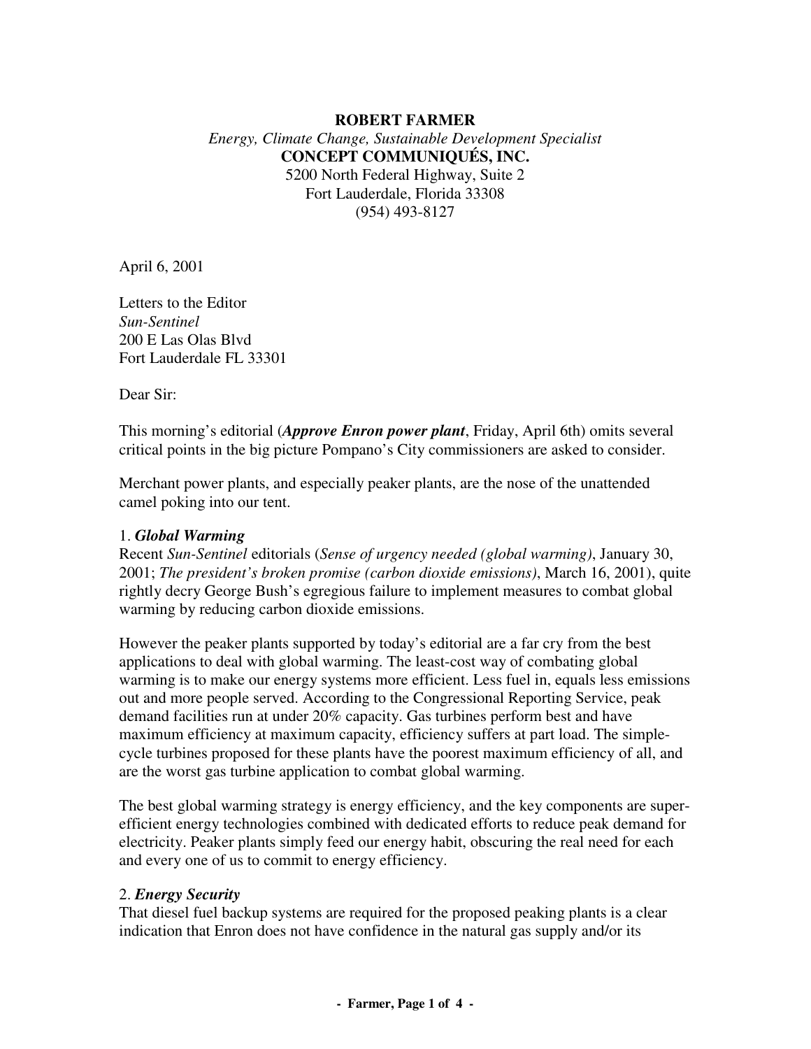**ROBERT FARMER**
*Energy, Climate Change, Sustainable Development Specialist*
**CONCEPT COMMUNIQUÉS, INC.**
5200 North Federal Highway, Suite 2
Fort Lauderdale, Florida 33308
(954) 493-8127

April 6, 2001

Letters to the Editor
*Sun-Sentinel*
200 E Las Olas Blvd
Fort Lauderdale FL 33301

Dear Sir:

This morning's editorial (***Approve Enron power plant***, Friday, April 6th) omits several critical points in the big picture Pompano's City commissioners are asked to consider.

Merchant power plants, and especially peaker plants, are the nose of the unattended camel poking into our tent.

1. ***Global Warming***
Recent *Sun-Sentinel* editorials (*Sense of urgency needed (global warming)*, January 30, 2001; *The president's broken promise (carbon dioxide emissions)*, March 16, 2001), quite rightly decry George Bush's egregious failure to implement measures to combat global warming by reducing carbon dioxide emissions.

However the peaker plants supported by today's editorial are a far cry from the best applications to deal with global warming. The least-cost way of combating global warming is to make our energy systems more efficient. Less fuel in, equals less emissions out and more people served. According to the Congressional Reporting Service, peak demand facilities run at under 20% capacity. Gas turbines perform best and have maximum efficiency at maximum capacity, efficiency suffers at part load. The simple-cycle turbines proposed for these plants have the poorest maximum efficiency of all, and are the worst gas turbine application to combat global warming.

The best global warming strategy is energy efficiency, and the key components are super-efficient energy technologies combined with dedicated efforts to reduce peak demand for electricity. Peaker plants simply feed our energy habit, obscuring the real need for each and every one of us to commit to energy efficiency.

2. ***Energy Security***
That diesel fuel backup systems are required for the proposed peaking plants is a clear indication that Enron does not have confidence in the natural gas supply and/or its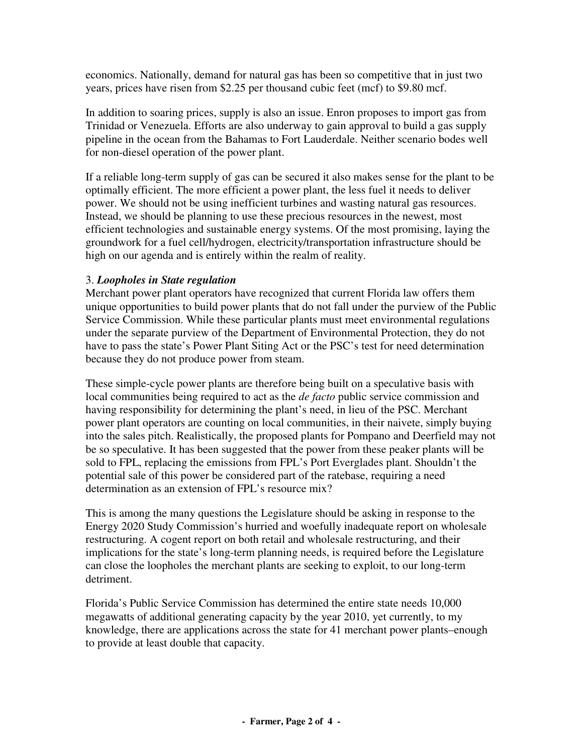economics. Nationally, demand for natural gas has been so competitive that in just two years, prices have risen from $2.25 per thousand cubic feet (mcf) to $9.80 mcf.

In addition to soaring prices, supply is also an issue. Enron proposes to import gas from Trinidad or Venezuela. Efforts are also underway to gain approval to build a gas supply pipeline in the ocean from the Bahamas to Fort Lauderdale. Neither scenario bodes well for non-diesel operation of the power plant.

If a reliable long-term supply of gas can be secured it also makes sense for the plant to be optimally efficient. The more efficient a power plant, the less fuel it needs to deliver power. We should not be using inefficient turbines and wasting natural gas resources. Instead, we should be planning to use these precious resources in the newest, most efficient technologies and sustainable energy systems. Of the most promising, laying the groundwork for a fuel cell/hydrogen, electricity/transportation infrastructure should be high on our agenda and is entirely within the realm of reality.

3. ***Loopholes in State regulation***

Merchant power plant operators have recognized that current Florida law offers them unique opportunities to build power plants that do not fall under the purview of the Public Service Commission. While these particular plants must meet environmental regulations under the separate purview of the Department of Environmental Protection, they do not have to pass the state's Power Plant Siting Act or the PSC's test for need determination because they do not produce power from steam.

These simple-cycle power plants are therefore being built on a speculative basis with local communities being required to act as the *de facto* public service commission and having responsibility for determining the plant's need, in lieu of the PSC. Merchant power plant operators are counting on local communities, in their naivete, simply buying into the sales pitch. Realistically, the proposed plants for Pompano and Deerfield may not be so speculative. It has been suggested that the power from these peaker plants will be sold to FPL, replacing the emissions from FPL's Port Everglades plant. Shouldn't the potential sale of this power be considered part of the ratebase, requiring a need determination as an extension of FPL's resource mix?

This is among the many questions the Legislature should be asking in response to the Energy 2020 Study Commission's hurried and woefully inadequate report on wholesale restructuring. A cogent report on both retail and wholesale restructuring, and their implications for the state's long-term planning needs, is required before the Legislature can close the loopholes the merchant plants are seeking to exploit, to our long-term detriment.

Florida's Public Service Commission has determined the entire state needs 10,000 megawatts of additional generating capacity by the year 2010, yet currently, to my knowledge, there are applications across the state for 41 merchant power plants–enough to provide at least double that capacity.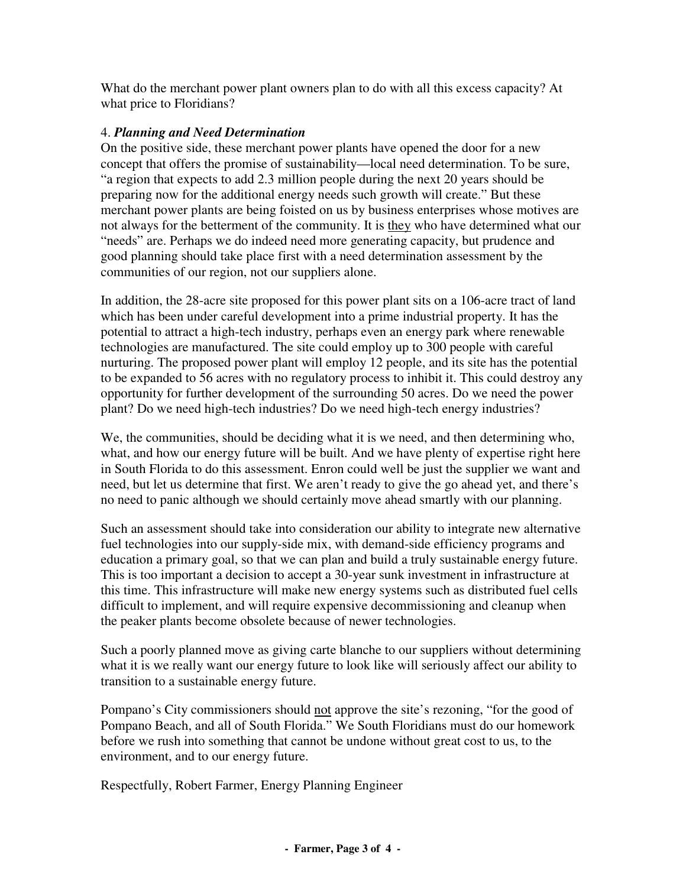What do the merchant power plant owners plan to do with all this excess capacity? At what price to Floridians?

4. ***Planning and Need Determination***

On the positive side, these merchant power plants have opened the door for a new concept that offers the promise of sustainability—local need determination. To be sure, "a region that expects to add 2.3 million people during the next 20 years should be preparing now for the additional energy needs such growth will create." But these merchant power plants are being foisted on us by business enterprises whose motives are not always for the betterment of the community. It is <u>they</u> who have determined what our "needs" are. Perhaps we do indeed need more generating capacity, but prudence and good planning should take place first with a need determination assessment by the communities of our region, not our suppliers alone.

In addition, the 28-acre site proposed for this power plant sits on a 106-acre tract of land which has been under careful development into a prime industrial property. It has the potential to attract a high-tech industry, perhaps even an energy park where renewable technologies are manufactured. The site could employ up to 300 people with careful nurturing. The proposed power plant will employ 12 people, and its site has the potential to be expanded to 56 acres with no regulatory process to inhibit it. This could destroy any opportunity for further development of the surrounding 50 acres. Do we need the power plant? Do we need high-tech industries? Do we need high-tech energy industries?

We, the communities, should be deciding what it is we need, and then determining who, what, and how our energy future will be built. And we have plenty of expertise right here in South Florida to do this assessment. Enron could well be just the supplier we want and need, but let us determine that first. We aren't ready to give the go ahead yet, and there's no need to panic although we should certainly move ahead smartly with our planning.

Such an assessment should take into consideration our ability to integrate new alternative fuel technologies into our supply-side mix, with demand-side efficiency programs and education a primary goal, so that we can plan and build a truly sustainable energy future. This is too important a decision to accept a 30-year sunk investment in infrastructure at this time. This infrastructure will make new energy systems such as distributed fuel cells difficult to implement, and will require expensive decommissioning and cleanup when the peaker plants become obsolete because of newer technologies.

Such a poorly planned move as giving carte blanche to our suppliers without determining what it is we really want our energy future to look like will seriously affect our ability to transition to a sustainable energy future.

Pompano's City commissioners should <u>not</u> approve the site's rezoning, "for the good of Pompano Beach, and all of South Florida." We South Floridians must do our homework before we rush into something that cannot be undone without great cost to us, to the environment, and to our energy future.

Respectfully, Robert Farmer, Energy Planning Engineer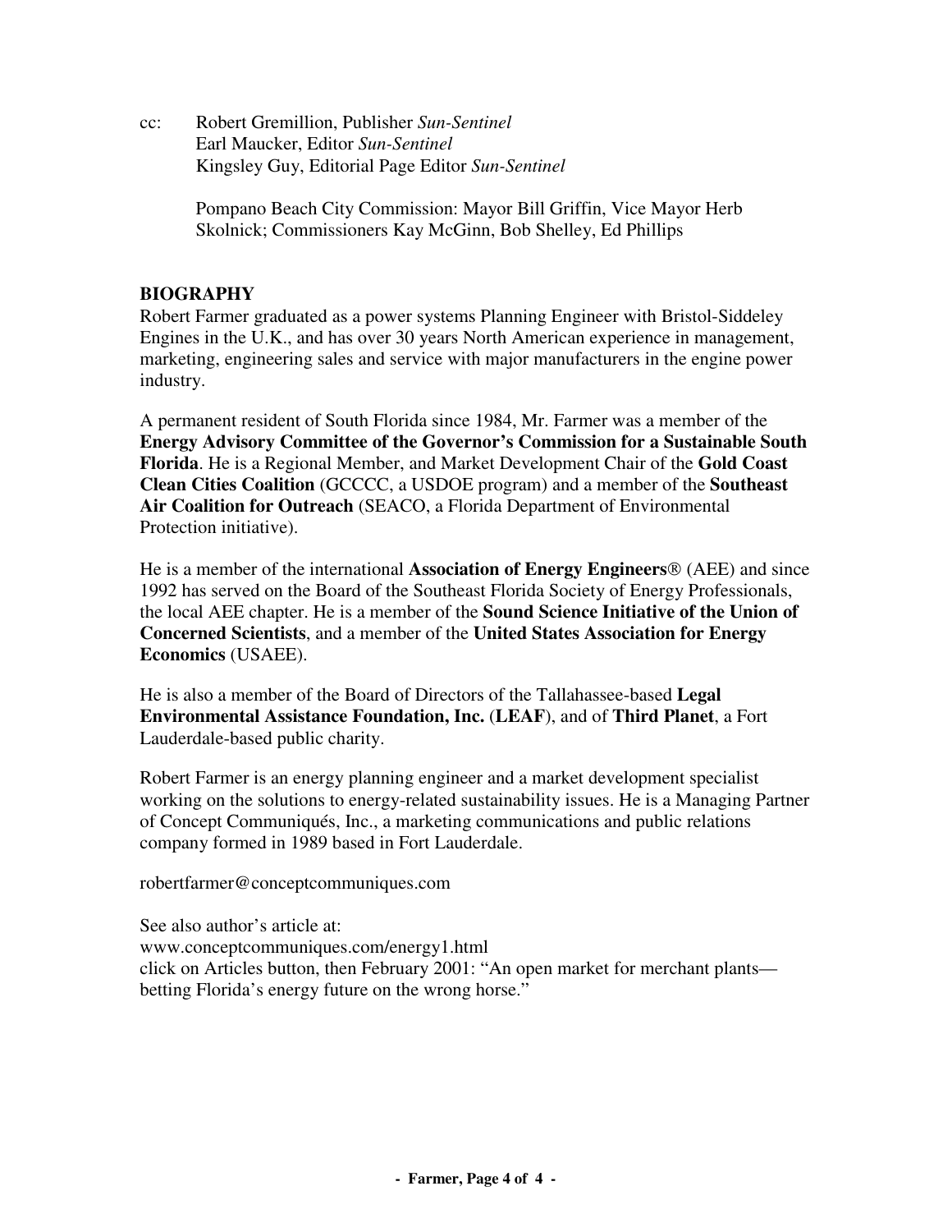cc: Robert Gremillion, Publisher *Sun-Sentinel*
Earl Maucker, Editor *Sun-Sentinel*
Kingsley Guy, Editorial Page Editor *Sun-Sentinel*

Pompano Beach City Commission: Mayor Bill Griffin, Vice Mayor Herb Skolnick; Commissioners Kay McGinn, Bob Shelley, Ed Phillips

## BIOGRAPHY

Robert Farmer graduated as a power systems Planning Engineer with Bristol-Siddeley Engines in the U.K., and has over 30 years North American experience in management, marketing, engineering sales and service with major manufacturers in the engine power industry.

A permanent resident of South Florida since 1984, Mr. Farmer was a member of the **Energy Advisory Committee of the Governor's Commission for a Sustainable South Florida**. He is a Regional Member, and Market Development Chair of the **Gold Coast Clean Cities Coalition** (GCCCC, a USDOE program) and a member of the **Southeast Air Coalition for Outreach** (SEACO, a Florida Department of Environmental Protection initiative).

He is a member of the international **Association of Energy Engineers**® (AEE) and since 1992 has served on the Board of the Southeast Florida Society of Energy Professionals, the local AEE chapter. He is a member of the **Sound Science Initiative of the Union of Concerned Scientists**, and a member of the **United States Association for Energy Economics** (USAEE).

He is also a member of the Board of Directors of the Tallahassee-based **Legal Environmental Assistance Foundation, Inc.** (**LEAF**), and of **Third Planet**, a Fort Lauderdale-based public charity.

Robert Farmer is an energy planning engineer and a market development specialist working on the solutions to energy-related sustainability issues. He is a Managing Partner of Concept Communiqués, Inc., a marketing communications and public relations company formed in 1989 based in Fort Lauderdale.

robertfarmer@conceptcommuniques.com

See also author's article at:
www.conceptcommuniques.com/energy1.html
click on Articles button, then February 2001: "An open market for merchant plants—betting Florida's energy future on the wrong horse."